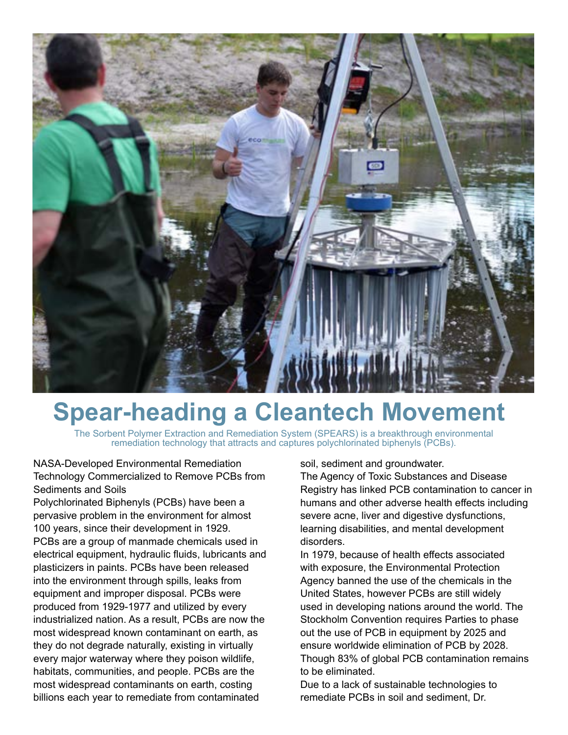# Spear-heading a Cleantech Movement

The Sorbent Polymer Extraction and Remediation System (SPEARS) is a breakthrough environmental remediation technology that attracts and captures polychlorinated biphenyls (PCBs).

NASA-Developed Environmental Remediation Technology Commercialized to Remove PCBs from Sediments and Soils

Polychlorinated Biphenyls (PCBs) have been a pervasive problem in the environment for almost 100 years, since their development in 1929. PCBs are a group of manmade chemicals used in electrical equipment, hydraulic fluids, lubricants and plasticizers in paints. PCBs have been released into the environment through spills, leaks from equipment and improper disposal. PCBs were produced from 1929-1977 and utilized by every industrialized nation. As a result, PCBs are now the most widespread known contaminant on earth, as they do not degrade naturally, existing in virtually every major waterway where they poison wildlife, habitats, communities, and people. PCBs are the most widespread contaminants on earth, costing billions each year to remediate from contaminated soil, sediment and groundwater.

The Agency of Toxic Substances and Disease Registry has linked PCB contamination to cancer in humans and other adverse health effects including severe acne, liver and digestive dysfunctions, learning disabilities, and mental development disorders.

In 1979, because of health effects associated with exposure, the Environmental Protection Agency banned the use of the chemicals in the United States, however PCBs are still widely used in developing nations around the world. The Stockholm Convention requires Parties to phase out the use of PCB in equipment by 2025 and ensure worldwide elimination of PCB by 2028. Though 83% of global PCB contamination remains to be eliminated.

Due to a lack of sustainable technologies to remediate PCBs in soil and sediment, Dr.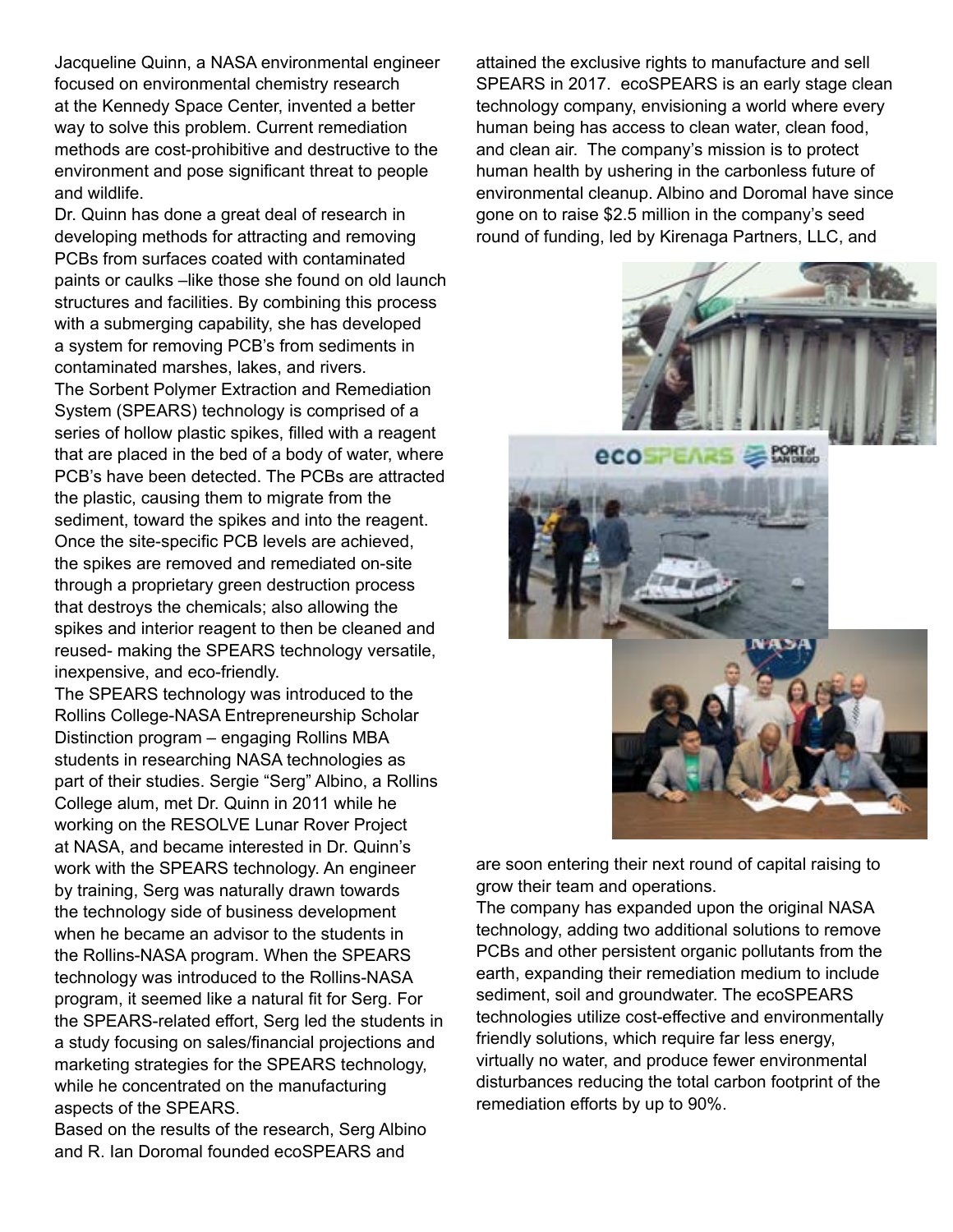Jacqueline Quinn, a NASA environmental engineer focused on environmental chemistry research at the Kennedy Space Center, invented a better way to solve this problem. Current remediation methods are cost-prohibitive and destructive to the environment and pose significant threat to people and wildlife.

Dr. Quinn has done a great deal of research in developing methods for attracting and removing PCBs from surfaces coated with contaminated paints or caulks –like those she found on old launch structures and facilities. By combining this process with a submerging capability, she has developed a system for removing PCB's from sediments in contaminated marshes, lakes, and rivers.

The Sorbent Polymer Extraction and Remediation System (SPEARS) technology is comprised of a series of hollow plastic spikes, filled with a reagent that are placed in the bed of a body of water, where PCB's have been detected. The PCBs are attracted the plastic, causing them to migrate from the sediment, toward the spikes and into the reagent. Once the site-specific PCB levels are achieved, the spikes are removed and remediated on-site through a proprietary green destruction process that destroys the chemicals; also allowing the spikes and interior reagent to then be cleaned and reused- making the SPEARS technology versatile, inexpensive, and eco-friendly.

The SPEARS technology was introduced to the Rollins College-NASA Entrepreneurship Scholar Distinction program – engaging Rollins MBA students in researching NASA technologies as part of their studies. Sergie "Serg" Albino, a Rollins College alum, met Dr. Quinn in 2011 while he working on the RESOLVE Lunar Rover Project at NASA, and became interested in Dr. Quinn's work with the SPEARS technology. An engineer by training, Serg was naturally drawn towards the technology side of business development when he became an advisor to the students in the Rollins-NASA program. When the SPEARS technology was introduced to the Rollins-NASA program, it seemed like a natural fit for Serg. For the SPEARS-related effort, Serg led the students in a study focusing on sales/financial projections and marketing strategies for the SPEARS technology, while he concentrated on the manufacturing aspects of the SPEARS.

Based on the results of the research, Serg Albino and R. Ian Doromal founded ecoSPEARS and attained the exclusive rights to manufacture and sell SPEARS in 2017. ecoSPEARS is an early stage clean technology company, envisioning a world where every human being has access to clean water, clean food, and clean air. The company's mission is to protect human health by ushering in the carbonless future of environmental cleanup. Albino and Doromal have since gone on to raise $2.5 million in the company's seed round of funding, led by Kirenaga Partners, LLC, and are soon entering their next round of capital raising to grow their team and operations.

The company has expanded upon the original NASA technology, adding two additional solutions to remove PCBs and other persistent organic pollutants from the earth, expanding their remediation medium to include sediment, soil and groundwater. The ecoSPEARS technologies utilize cost-effective and environmentally friendly solutions, which require far less energy, virtually no water, and produce fewer environmental disturbances reducing the total carbon footprint of the remediation efforts by up to 90%.